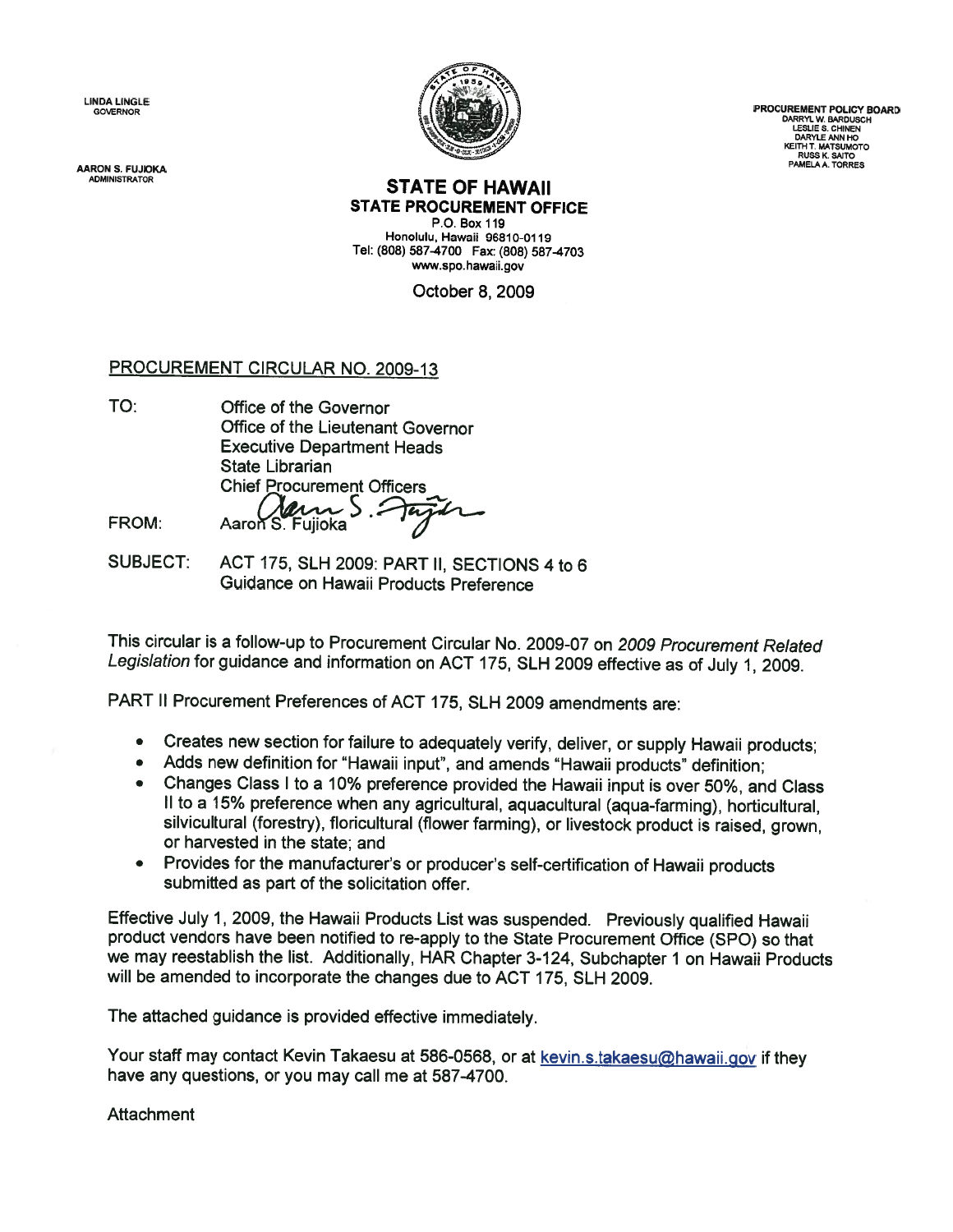LINDA LINGLE
GOVERNOR

AARON S. FUJIOKA
ADMINISTRATOR

PROCUREMENT POLICY BOARD
DARRYL W. BARDUSCH
LESLIE S. CHINEN
DARYLE ANN HO
KEITH T. MATSUMOTO
RUSS K. SAITO
PAMELA A. TORRES

**STATE OF HAWAII**
**STATE PROCUREMENT OFFICE**
P.O. Box 119
Honolulu, Hawaii 96810-0119
Tel: (808) 587-4700 Fax: (808) 587-4703
www.spo.hawaii.gov

October 8, 2009

PROCUREMENT CIRCULAR NO. 2009-13

TO: Office of the Governor
Office of the Lieutenant Governor
Executive Department Heads
State Librarian
Chief Procurement Officers

FROM: Aaron S. Fujioka

SUBJECT: ACT 175, SLH 2009: PART II, SECTIONS 4 to 6
Guidance on Hawaii Products Preference

This circular is a follow-up to Procurement Circular No. 2009-07 on *2009 Procurement Related Legislation* for guidance and information on ACT 175, SLH 2009 effective as of July 1, 2009.

PART II Procurement Preferences of ACT 175, SLH 2009 amendments are:

- Creates new section for failure to adequately verify, deliver, or supply Hawaii products;
- Adds new definition for "Hawaii input", and amends "Hawaii products" definition;
- Changes Class I to a 10% preference provided the Hawaii input is over 50%, and Class II to a 15% preference when any agricultural, aquacultural (aqua-farming), horticultural, silvicultural (forestry), floricultural (flower farming), or livestock product is raised, grown, or harvested in the state; and
- Provides for the manufacturer's or producer's self-certification of Hawaii products submitted as part of the solicitation offer.

Effective July 1, 2009, the Hawaii Products List was suspended. Previously qualified Hawaii product vendors have been notified to re-apply to the State Procurement Office (SPO) so that we may reestablish the list. Additionally, HAR Chapter 3-124, Subchapter 1 on Hawaii Products will be amended to incorporate the changes due to ACT 175, SLH 2009.

The attached guidance is provided effective immediately.

Your staff may contact Kevin Takaesu at 586-0568, or at kevin.s.takaesu@hawaii.gov if they have any questions, or you may call me at 587-4700.

Attachment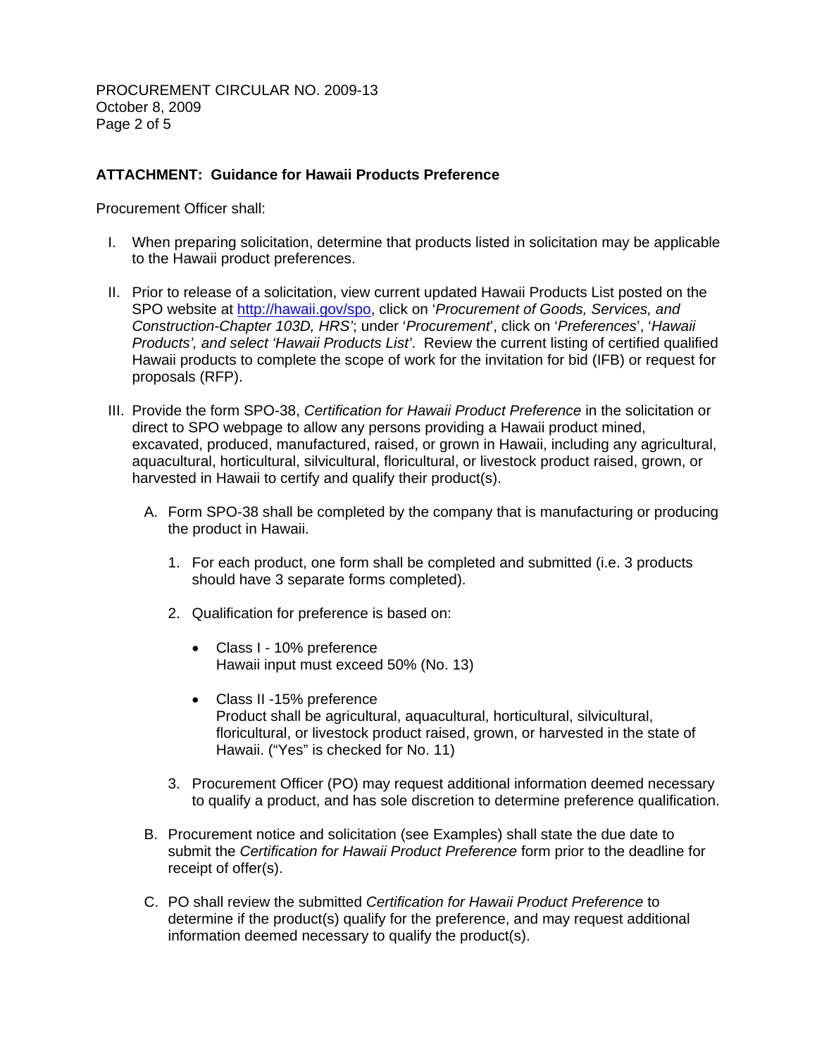## ATTACHMENT: Guidance for Hawaii Products Preference

Procurement Officer shall:

I. When preparing solicitation, determine that products listed in solicitation may be applicable to the Hawaii product preferences.

II. Prior to release of a solicitation, view current updated Hawaii Products List posted on the SPO website at http://hawaii.gov/spo, click on '*Procurement of Goods, Services, and Construction-Chapter 103D, HRS*'; under '*Procurement*', click on '*Preferences*', '*Hawaii Products', and select 'Hawaii Products List'*. Review the current listing of certified qualified Hawaii products to complete the scope of work for the invitation for bid (IFB) or request for proposals (RFP).

III. Provide the form SPO-38, *Certification for Hawaii Product Preference* in the solicitation or direct to SPO webpage to allow any persons providing a Hawaii product mined, excavated, produced, manufactured, raised, or grown in Hawaii, including any agricultural, aquacultural, horticultural, silvicultural, floricultural, or livestock product raised, grown, or harvested in Hawaii to certify and qualify their product(s).

   A. Form SPO-38 shall be completed by the company that is manufacturing or producing the product in Hawaii.

      1. For each product, one form shall be completed and submitted (i.e. 3 products should have 3 separate forms completed).

      2. Qualification for preference is based on:

         - Class I - 10% preference
           Hawaii input must exceed 50% (No. 13)

         - Class II -15% preference
           Product shall be agricultural, aquacultural, horticultural, silvicultural, floricultural, or livestock product raised, grown, or harvested in the state of Hawaii. ("Yes" is checked for No. 11)

      3. Procurement Officer (PO) may request additional information deemed necessary to qualify a product, and has sole discretion to determine preference qualification.

   B. Procurement notice and solicitation (see Examples) shall state the due date to submit the *Certification for Hawaii Product Preference* form prior to the deadline for receipt of offer(s).

   C. PO shall review the submitted *Certification for Hawaii Product Preference* to determine if the product(s) qualify for the preference, and may request additional information deemed necessary to qualify the product(s).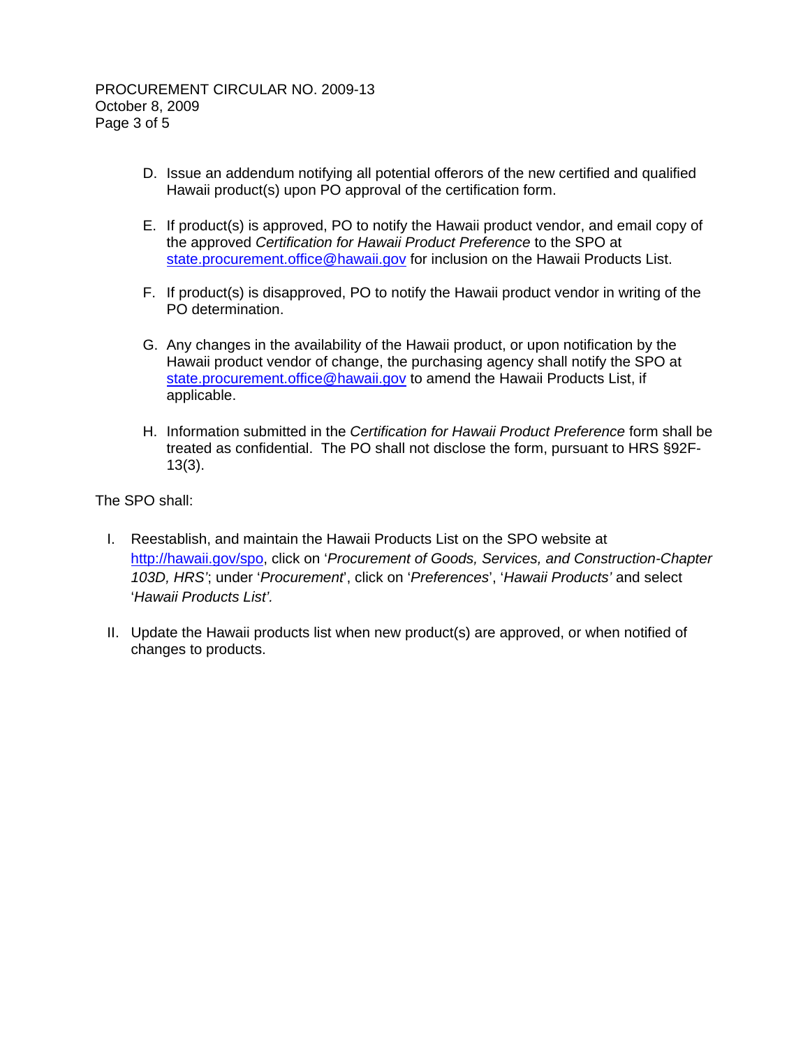D. Issue an addendum notifying all potential offerors of the new certified and qualified Hawaii product(s) upon PO approval of the certification form.

E. If product(s) is approved, PO to notify the Hawaii product vendor, and email copy of the approved *Certification for Hawaii Product Preference* to the SPO at state.procurement.office@hawaii.gov for inclusion on the Hawaii Products List.

F. If product(s) is disapproved, PO to notify the Hawaii product vendor in writing of the PO determination.

G. Any changes in the availability of the Hawaii product, or upon notification by the Hawaii product vendor of change, the purchasing agency shall notify the SPO at state.procurement.office@hawaii.gov to amend the Hawaii Products List, if applicable.

H. Information submitted in the *Certification for Hawaii Product Preference* form shall be treated as confidential. The PO shall not disclose the form, pursuant to HRS §92F-13(3).

The SPO shall:

I. Reestablish, and maintain the Hawaii Products List on the SPO website at http://hawaii.gov/spo, click on '*Procurement of Goods, Services, and Construction-Chapter 103D, HRS*'; under '*Procurement*', click on '*Preferences*', '*Hawaii Products'* and select '*Hawaii Products List'.*

II. Update the Hawaii products list when new product(s) are approved, or when notified of changes to products.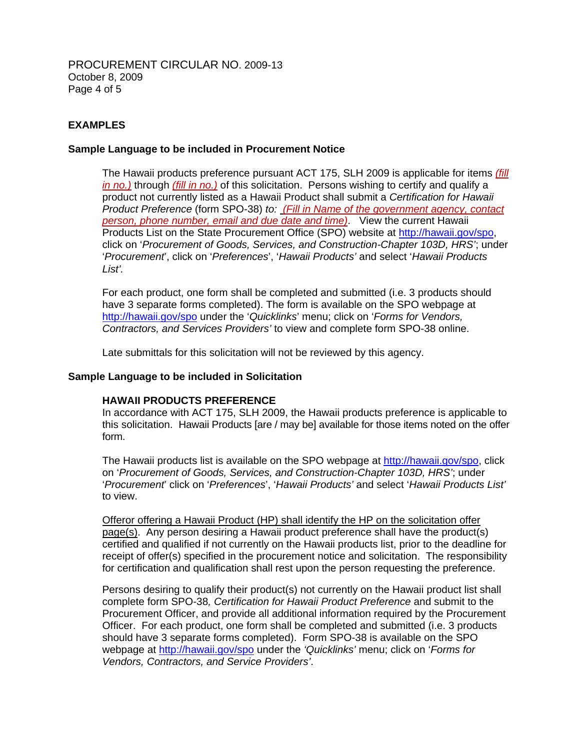## EXAMPLES

### Sample Language to be included in Procurement Notice

The Hawaii products preference pursuant ACT 175, SLH 2009 is applicable for items *(fill in no.)* through *(fill in no.)* of this solicitation. Persons wishing to certify and qualify a product not currently listed as a Hawaii Product shall submit a *Certification for Hawaii Product Preference* (form SPO-38) *to:* *(Fill in Name of the government agency, contact person, phone number, email and due date and time)*. View the current Hawaii Products List on the State Procurement Office (SPO) website at http://hawaii.gov/spo, click on '*Procurement of Goods, Services, and Construction-Chapter 103D, HRS*'; under '*Procurement*', click on '*Preferences*', '*Hawaii Products'* and select '*Hawaii Products List'.*

For each product, one form shall be completed and submitted (i.e. 3 products should have 3 separate forms completed). The form is available on the SPO webpage at http://hawaii.gov/spo under the '*Quicklinks*' menu; click on '*Forms for Vendors, Contractors, and Services Providers'* to view and complete form SPO-38 online.

Late submittals for this solicitation will not be reviewed by this agency.

### Sample Language to be included in Solicitation

**HAWAII PRODUCTS PREFERENCE**

In accordance with ACT 175, SLH 2009, the Hawaii products preference is applicable to this solicitation. Hawaii Products [are / may be] available for those items noted on the offer form.

The Hawaii products list is available on the SPO webpage at http://hawaii.gov/spo, click on '*Procurement of Goods, Services, and Construction-Chapter 103D, HRS'*; under '*Procurement*' click on '*Preferences*', '*Hawaii Products'* and select '*Hawaii Products List'* to view.

Offeror offering a Hawaii Product (HP) shall identify the HP on the solicitation offer page(s). Any person desiring a Hawaii product preference shall have the product(s) certified and qualified if not currently on the Hawaii products list, prior to the deadline for receipt of offer(s) specified in the procurement notice and solicitation. The responsibility for certification and qualification shall rest upon the person requesting the preference.

Persons desiring to qualify their product(s) not currently on the Hawaii product list shall complete form SPO-38*, Certification for Hawaii Product Preference* and submit to the Procurement Officer, and provide all additional information required by the Procurement Officer. For each product, one form shall be completed and submitted (i.e. 3 products should have 3 separate forms completed). Form SPO-38 is available on the SPO webpage at http://hawaii.gov/spo under the *'Quicklinks'* menu; click on '*Forms for Vendors, Contractors, and Service Providers'*.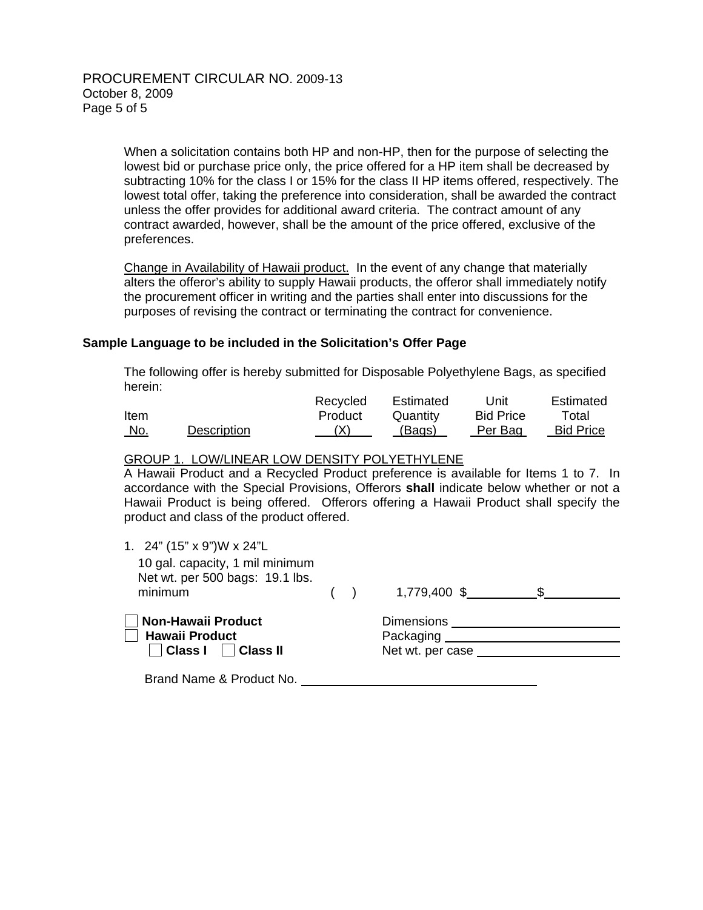When a solicitation contains both HP and non-HP, then for the purpose of selecting the lowest bid or purchase price only, the price offered for a HP item shall be decreased by subtracting 10% for the class I or 15% for the class II HP items offered, respectively. The lowest total offer, taking the preference into consideration, shall be awarded the contract unless the offer provides for additional award criteria. The contract amount of any contract awarded, however, shall be the amount of the price offered, exclusive of the preferences.

Change in Availability of Hawaii product. In the event of any change that materially alters the offeror's ability to supply Hawaii products, the offeror shall immediately notify the procurement officer in writing and the parties shall enter into discussions for the purposes of revising the contract or terminating the contract for convenience.

**Sample Language to be included in the Solicitation's Offer Page**

The following offer is hereby submitted for Disposable Polyethylene Bags, as specified herein:

| Item No. | Description | Recycled Product (X) | Estimated Quantity (Bags) | Unit Bid Price Per Bag | Estimated Total Bid Price |
|---|---|---|---|---|---|

GROUP 1. LOW/LINEAR LOW DENSITY POLYETHYLENE

A Hawaii Product and a Recycled Product preference is available for Items 1 to 7. In accordance with the Special Provisions, Offerors **shall** indicate below whether or not a Hawaii Product is being offered. Offerors offering a Hawaii Product shall specify the product and class of the product offered.

| Item No. | Description | Recycled Product (X) | Estimated Quantity (Bags) | Unit Bid Price Per Bag | Estimated Total Bid Price |
|---|---|---|---|---|---|
| 1. | 24" (15" x 9")W x 24"L<br>10 gal. capacity, 1 mil minimum<br>Net wt. per 500 bags: 19.1 lbs. minimum | ( ) | 1,779,400 | $\_\_\_\_\_\_\_\_\_\_ | $\_\_\_\_\_\_\_\_\_\_ |

☐ **Non-Hawaii Product**
☐ **Hawaii Product**
☐ **Class I** ☐ **Class II**

Dimensions \_\_\_\_\_\_\_\_\_\_\_\_\_\_\_\_\_\_\_\_
Packaging \_\_\_\_\_\_\_\_\_\_\_\_\_\_\_\_\_\_\_\_
Net wt. per case \_\_\_\_\_\_\_\_\_\_\_\_\_\_\_\_\_\_\_\_

Brand Name & Product No. \_\_\_\_\_\_\_\_\_\_\_\_\_\_\_\_\_\_\_\_\_\_\_\_\_\_\_\_\_\_